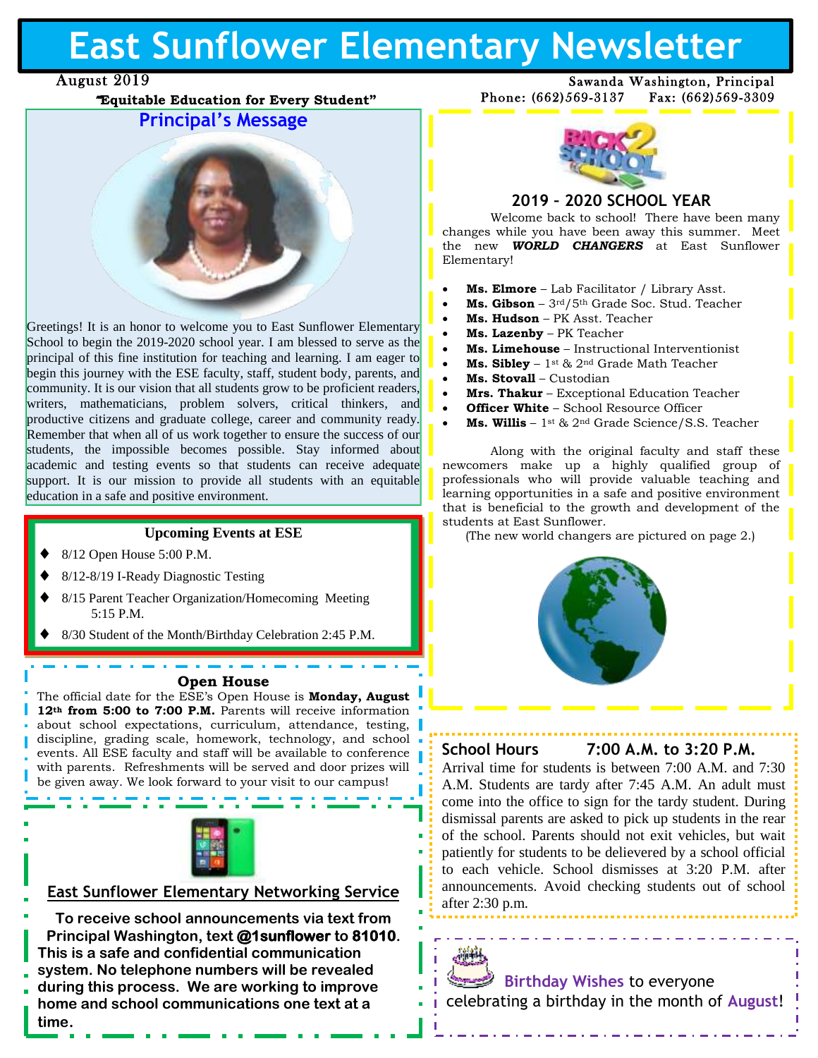# East Sunflower Elementary Newsletter

August 2019

Sawanda Washington, Principal

"Equitable Education for Every Student"

Phone: (662)569-3137 Fax: (662)569-3309

## Principal's Message

Greetings! It is an honor to welcome you to East Sunflower Elementary School to begin the 2019-2020 school year. I am blessed to serve as the principal of this fine institution for teaching and learning. I am eager to begin this journey with the ESE faculty, staff, student body, parents, and community. It is our vision that all students grow to be proficient readers, writers, mathematicians, problem solvers, critical thinkers, and productive citizens and graduate college, career and community ready. Remember that when all of us work together to ensure the success of our students, the impossible becomes possible. Stay informed about academic and testing events so that students can receive adequate support. It is our mission to provide all students with an equitable education in a safe and positive environment.

### Upcoming Events at ESE

- 8/12 Open House 5:00 P.M.
- 8/12-8/19 I-Ready Diagnostic Testing
- 8/15 Parent Teacher Organization/Homecoming Meeting 5:15 P.M.
- 8/30 Student of the Month/Birthday Celebration 2:45 P.M.

### Open House

The official date for the ESE's Open House is **Monday, August 12th from 5:00 to 7:00 P.M.** Parents will receive information about school expectations, curriculum, attendance, testing, discipline, grading scale, homework, technology, and school events. All ESE faculty and staff will be available to conference with parents. Refreshments will be served and door prizes will be given away. We look forward to your visit to our campus!

### East Sunflower Elementary Networking Service

**To receive school announcements via text from Principal Washington, text @1sunflower to 81010. This is a safe and confidential communication system. No telephone numbers will be revealed during this process. We are working to improve home and school communications one text at a time.**

### 2019 – 2020 SCHOOL YEAR

Welcome back to school! There have been many changes while you have been away this summer. Meet the new ***WORLD CHANGERS*** at East Sunflower Elementary!

- **Ms. Elmore** – Lab Facilitator / Library Asst.
- **Ms. Gibson** – 3rd/5th Grade Soc. Stud. Teacher
- **Ms. Hudson** – PK Asst. Teacher
- **Ms. Lazenby** – PK Teacher
- **Ms. Limehouse** – Instructional Interventionist
- **Ms. Sibley** – 1st & 2nd Grade Math Teacher
- **Ms. Stovall** – Custodian
- **Mrs. Thakur** – Exceptional Education Teacher
- **Officer White** – School Resource Officer
- **Ms. Willis** – 1st & 2nd Grade Science/S.S. Teacher

Along with the original faculty and staff these newcomers make up a highly qualified group of professionals who will provide valuable teaching and learning opportunities in a safe and positive environment that is beneficial to the growth and development of the students at East Sunflower.

(The new world changers are pictured on page 2.)

### School Hours 7:00 A.M. to 3:20 P.M.

Arrival time for students is between 7:00 A.M. and 7:30 A.M. Students are tardy after 7:45 A.M. An adult must come into the office to sign for the tardy student. During dismissal parents are asked to pick up students in the rear of the school. Parents should not exit vehicles, but wait patiently for students to be delievered by a school official to each vehicle. School dismisses at 3:20 P.M. after announcements. Avoid checking students out of school after 2:30 p.m.

Birthday Wishes to everyone celebrating a birthday in the month of August!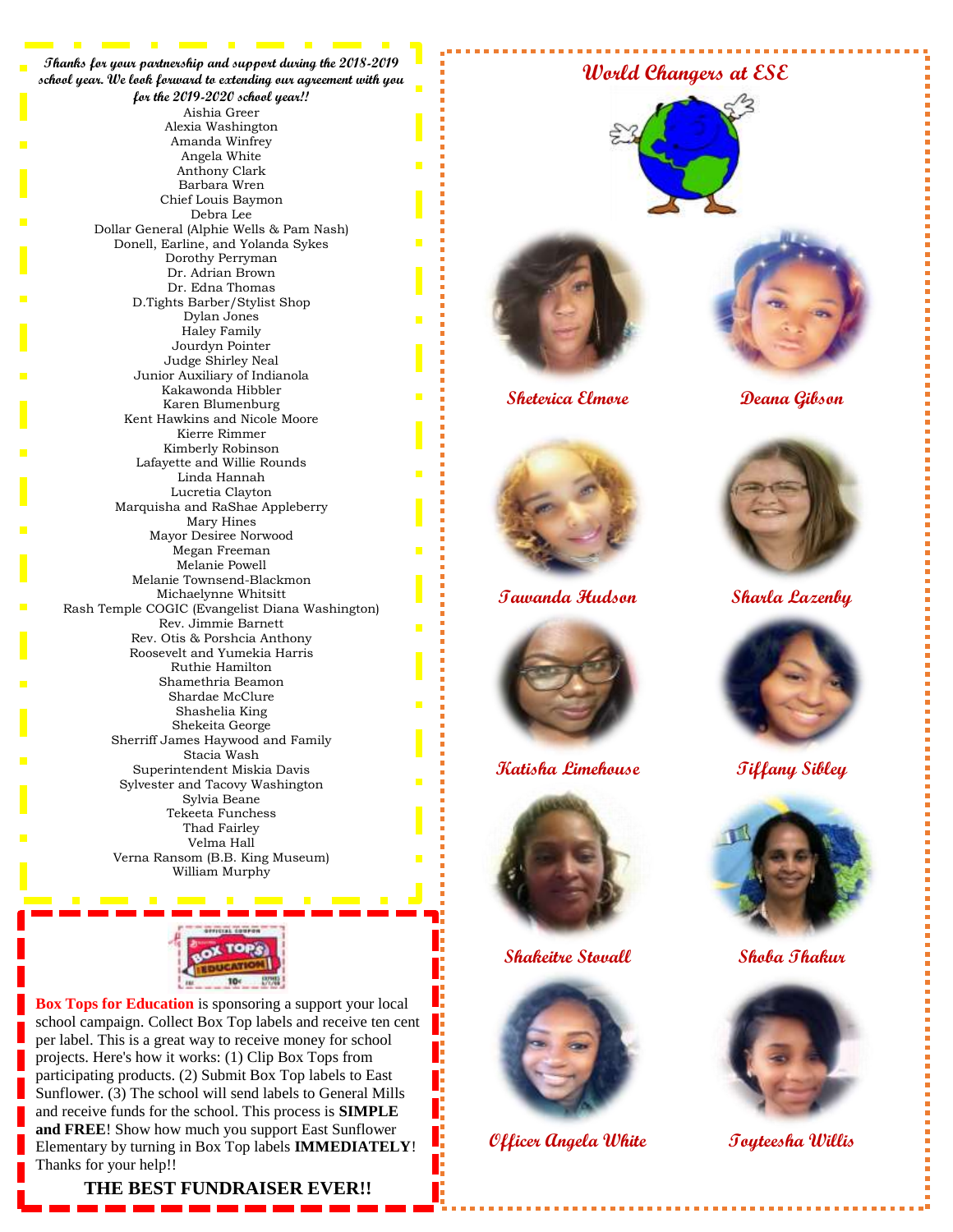*Thanks for your partnership and support during the 2018-2019 school year. We look forward to extending our agreement with you for the 2019-2020 school year!!*

Aishia Greer
Alexia Washington
Amanda Winfrey
Angela White
Anthony Clark
Barbara Wren
Chief Louis Baymon
Debra Lee
Dollar General (Alphie Wells & Pam Nash)
Donell, Earline, and Yolanda Sykes
Dorothy Perryman
Dr. Adrian Brown
Dr. Edna Thomas
D.Tights Barber/Stylist Shop
Dylan Jones
Haley Family
Jourdyn Pointer
Judge Shirley Neal
Junior Auxiliary of Indianola
Kakawonda Hibbler
Karen Blumenburg
Kent Hawkins and Nicole Moore
Kierre Rimmer
Kimberly Robinson
Lafayette and Willie Rounds
Linda Hannah
Lucretia Clayton
Marquisha and RaShae Appleberry
Mary Hines
Mayor Desiree Norwood
Megan Freeman
Melanie Powell
Melanie Townsend-Blackmon
Michaelynne Whitsitt
Rash Temple COGIC (Evangelist Diana Washington)
Rev. Jimmie Barnett
Rev. Otis & Porshcia Anthony
Roosevelt and Yumekia Harris
Ruthie Hamilton
Shamethria Beamon
Shardae McClure
Shashelia King
Shekeita George
Sherriff James Haywood and Family
Stacia Wash
Superintendent Miskia Davis
Sylvester and Tacovy Washington
Sylvia Beane
Tekeeta Funchess
Thad Fairley
Velma Hall
Verna Ransom (B.B. King Museum)
William Murphy

**Box Tops for Education** is sponsoring a support your local school campaign. Collect Box Top labels and receive ten cent per label. This is a great way to receive money for school projects. Here's how it works: (1) Clip Box Tops from participating products. (2) Submit Box Top labels to East Sunflower. (3) The school will send labels to General Mills and receive funds for the school. This process is **SIMPLE and FREE**! Show how much you support East Sunflower Elementary by turning in Box Top labels **IMMEDIATELY**! Thanks for your help!!

**THE BEST FUNDRAISER EVER!!**

## World Changers at ESE

Sheterica Elmore

Deana Gibson

Tawanda Hudson

Sharla Lazenby

Katisha Limehouse

Tiffany Sibley

Shakeitre Stovall

Shoba Thakur

Officer Angela White

Toyteesha Willis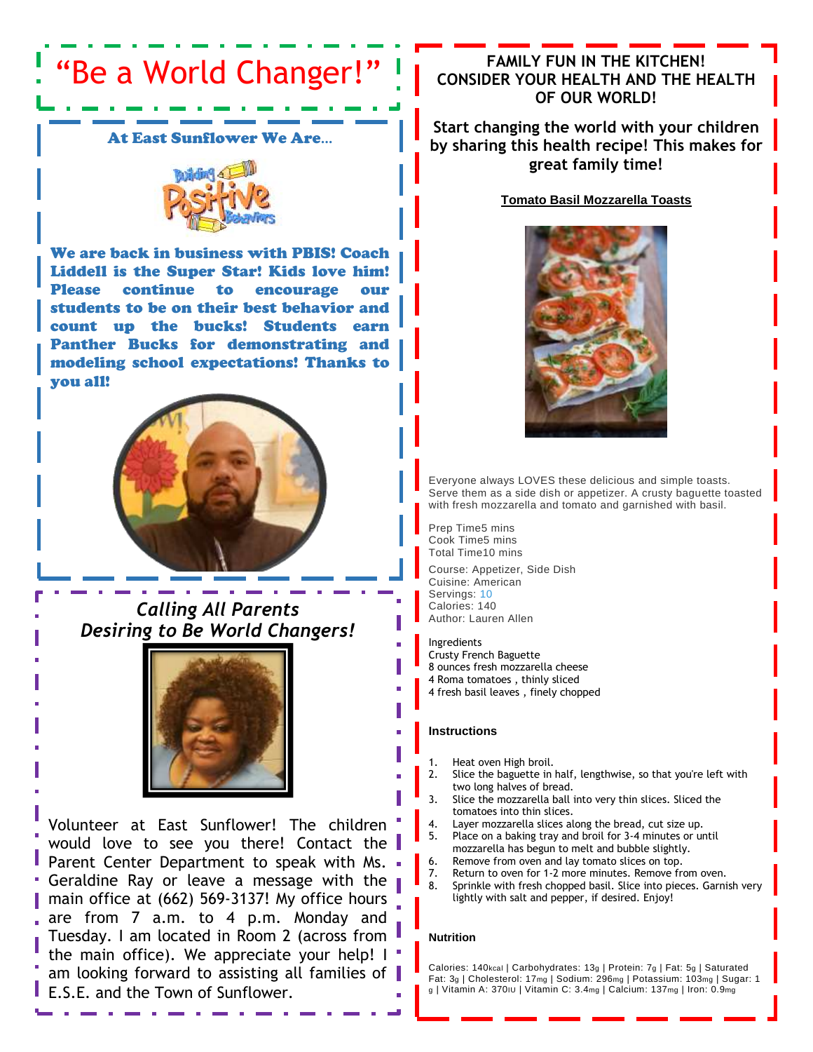# "Be a World Changer!"

## At East Sunflower We Are...

**We are back in business with PBIS! Coach Liddell is the Super Star! Kids love him! Please continue to encourage our students to be on their best behavior and count up the bucks! Students earn Panther Bucks for demonstrating and modeling school expectations! Thanks to you all!**

## *Calling All Parents Desiring to Be World Changers!*

Volunteer at East Sunflower! The children would love to see you there! Contact the Parent Center Department to speak with Ms. Geraldine Ray or leave a message with the main office at (662) 569-3137! My office hours are from 7 a.m. to 4 p.m. Monday and Tuesday. I am located in Room 2 (across from the main office). We appreciate your help! I am looking forward to assisting all families of E.S.E. and the Town of Sunflower.

## FAMILY FUN IN THE KITCHEN! CONSIDER YOUR HEALTH AND THE HEALTH OF OUR WORLD!

**Start changing the world with your children by sharing this health recipe! This makes for great family time!**

### Tomato Basil Mozzarella Toasts

Everyone always LOVES these delicious and simple toasts. Serve them as a side dish or appetizer. A crusty baguette toasted with fresh mozzarella and tomato and garnished with basil.

Prep Time5 mins
Cook Time5 mins
Total Time10 mins

Course: Appetizer, Side Dish
Cuisine: American
Servings: 10
Calories: 140
Author: Lauren Allen

Ingredients
Crusty French Baguette
8 ounces fresh mozzarella cheese
4 Roma tomatoes , thinly sliced
4 fresh basil leaves , finely chopped

#### Instructions

1. Heat oven High broil.
2. Slice the baguette in half, lengthwise, so that you're left with two long halves of bread.
3. Slice the mozzarella ball into very thin slices. Sliced the tomatoes into thin slices.
4. Layer mozzarella slices along the bread, cut size up.
5. Place on a baking tray and broil for 3-4 minutes or until mozzarella has begun to melt and bubble slightly.
6. Remove from oven and lay tomato slices on top.
7. Return to oven for 1-2 more minutes. Remove from oven.
8. Sprinkle with fresh chopped basil. Slice into pieces. Garnish very lightly with salt and pepper, if desired. Enjoy!

#### Nutrition

Calories: 140kcal | Carbohydrates: 13g | Protein: 7g | Fat: 5g | Saturated Fat: 3g | Cholesterol: 17mg | Sodium: 296mg | Potassium: 103mg | Sugar: 1g | Vitamin A: 370IU | Vitamin C: 3.4mg | Calcium: 137mg | Iron: 0.9mg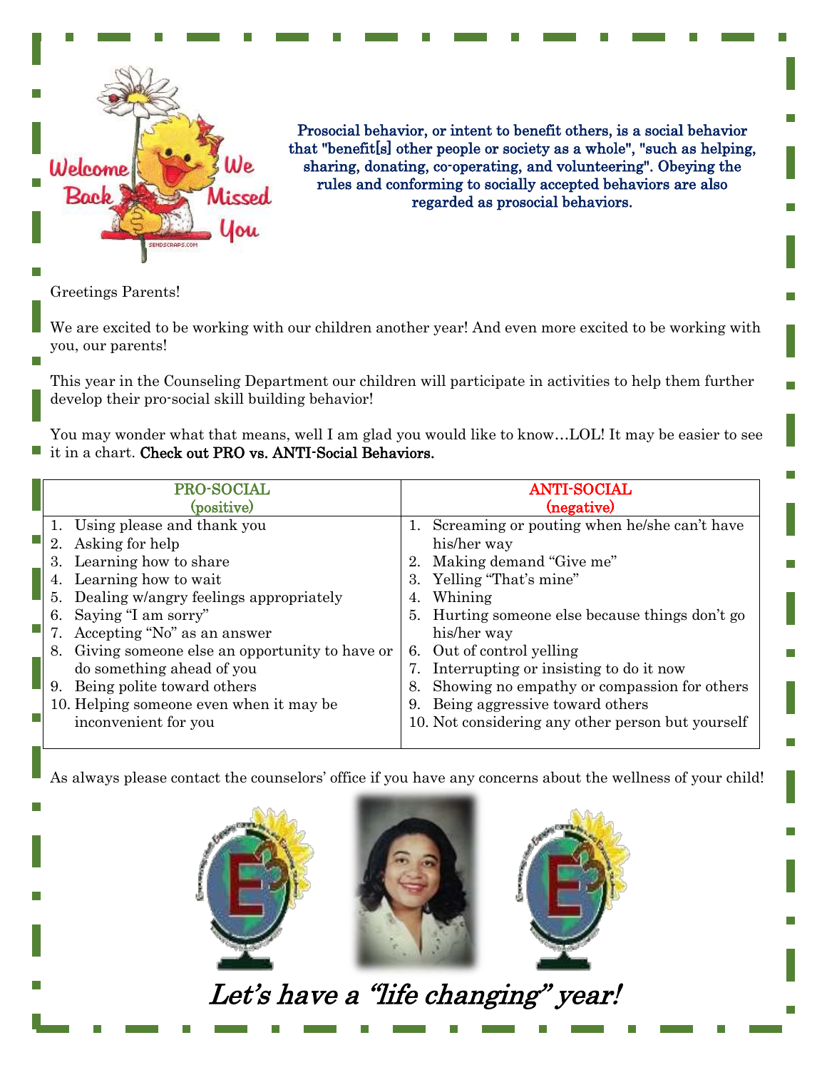Prosocial behavior, or intent to benefit others, is a social behavior that "benefit[s] other people or society as a whole", "such as helping, sharing, donating, co-operating, and volunteering". Obeying the rules and conforming to socially accepted behaviors are also regarded as prosocial behaviors.

Greetings Parents!

We are excited to be working with our children another year! And even more excited to be working with you, our parents!

This year in the Counseling Department our children will participate in activities to help them further develop their pro-social skill building behavior!

You may wonder what that means, well I am glad you would like to know…LOL! It may be easier to see it in a chart. **Check out PRO vs. ANTI-Social Behaviors.**

| PRO-SOCIAL (positive) | ANTI-SOCIAL (negative) |
|---|---|
| 1. Using please and thank you | 1. Screaming or pouting when he/she can't have his/her way |
| 2. Asking for help | 2. Making demand "Give me" |
| 3. Learning how to share | 3. Yelling "That's mine" |
| 4. Learning how to wait | 4. Whining |
| 5. Dealing w/angry feelings appropriately | 5. Hurting someone else because things don't go his/her way |
| 6. Saying "I am sorry" | 6. Out of control yelling |
| 7. Accepting "No" as an answer | 7. Interrupting or insisting to do it now |
| 8. Giving someone else an opportunity to have or do something ahead of you | 8. Showing no empathy or compassion for others |
| 9. Being polite toward others | 9. Being aggressive toward others |
| 10. Helping someone even when it may be inconvenient for you | 10. Not considering any other person but yourself |

As always please contact the counselors' office if you have any concerns about the wellness of your child!

*Let's have a "life changing" year!*